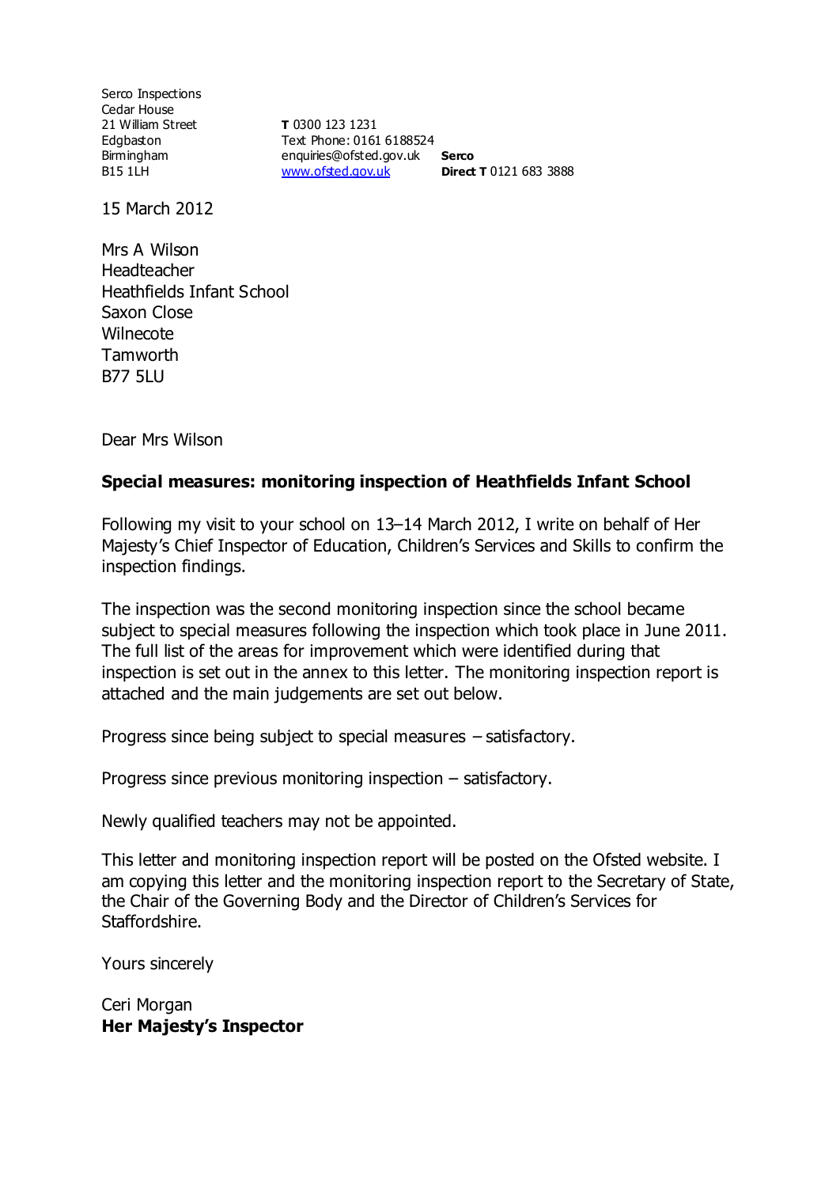Serco Inspections
Cedar House
21 William Street
Edgbaston
Birmingham
B15 1LH

**T** 0300 123 1231
Text Phone: 0161 6188524
enquiries@ofsted.gov.uk
www.ofsted.gov.uk

**Serco**
**Direct T** 0121 683 3888

15 March 2012

Mrs A Wilson
Headteacher
Heathfields Infant School
Saxon Close
Wilnecote
Tamworth
B77 5LU

Dear Mrs Wilson

**Special measures: monitoring inspection of Heathfields Infant School**

Following my visit to your school on 13–14 March 2012, I write on behalf of Her Majesty's Chief Inspector of Education, Children's Services and Skills to confirm the inspection findings.

The inspection was the second monitoring inspection since the school became subject to special measures following the inspection which took place in June 2011. The full list of the areas for improvement which were identified during that inspection is set out in the annex to this letter. The monitoring inspection report is attached and the main judgements are set out below.

Progress since being subject to special measures – satisfactory.

Progress since previous monitoring inspection – satisfactory.

Newly qualified teachers may not be appointed.

This letter and monitoring inspection report will be posted on the Ofsted website. I am copying this letter and the monitoring inspection report to the Secretary of State, the Chair of the Governing Body and the Director of Children's Services for Staffordshire.

Yours sincerely

Ceri Morgan
**Her Majesty's Inspector**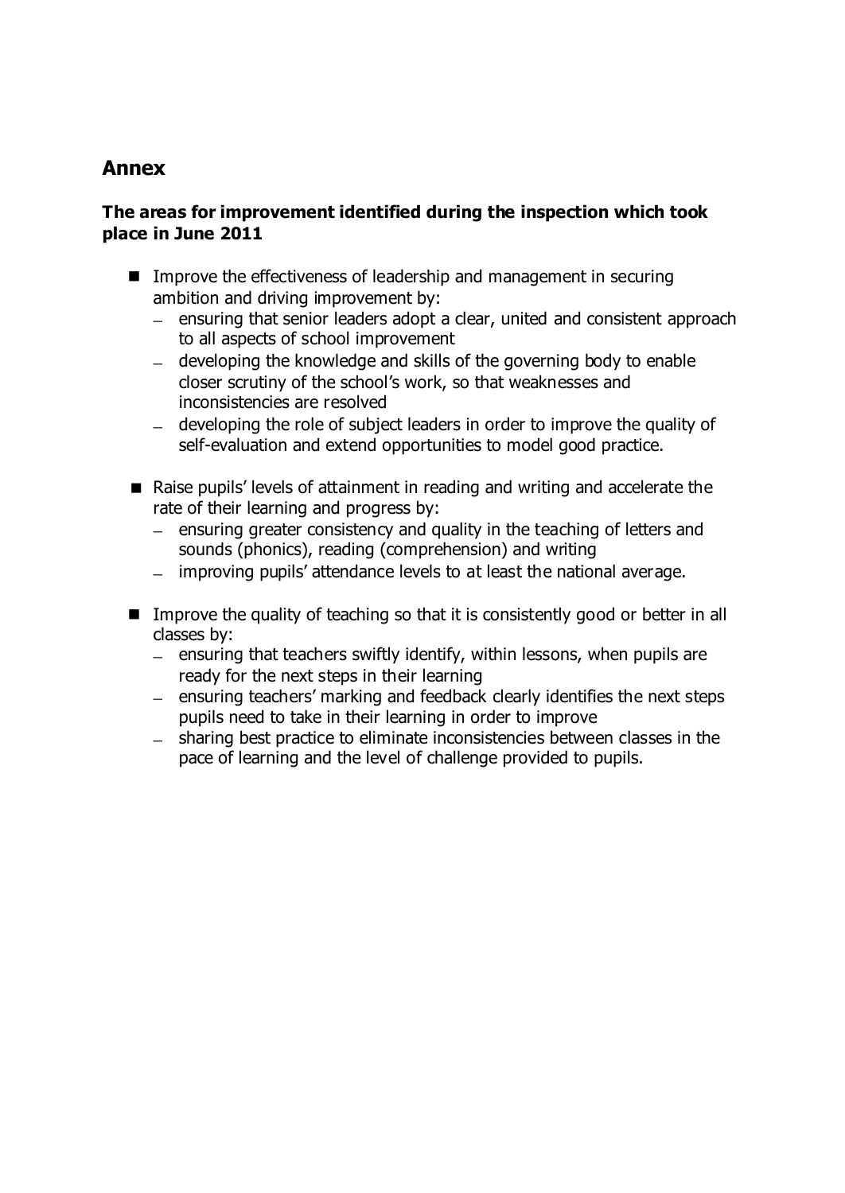## Annex

### The areas for improvement identified during the inspection which took place in June 2011

- Improve the effectiveness of leadership and management in securing ambition and driving improvement by:
  - ensuring that senior leaders adopt a clear, united and consistent approach to all aspects of school improvement
  - developing the knowledge and skills of the governing body to enable closer scrutiny of the school's work, so that weaknesses and inconsistencies are resolved
  - developing the role of subject leaders in order to improve the quality of self-evaluation and extend opportunities to model good practice.
- Raise pupils' levels of attainment in reading and writing and accelerate the rate of their learning and progress by:
  - ensuring greater consistency and quality in the teaching of letters and sounds (phonics), reading (comprehension) and writing
  - improving pupils' attendance levels to at least the national average.
- Improve the quality of teaching so that it is consistently good or better in all classes by:
  - ensuring that teachers swiftly identify, within lessons, when pupils are ready for the next steps in their learning
  - ensuring teachers' marking and feedback clearly identifies the next steps pupils need to take in their learning in order to improve
  - sharing best practice to eliminate inconsistencies between classes in the pace of learning and the level of challenge provided to pupils.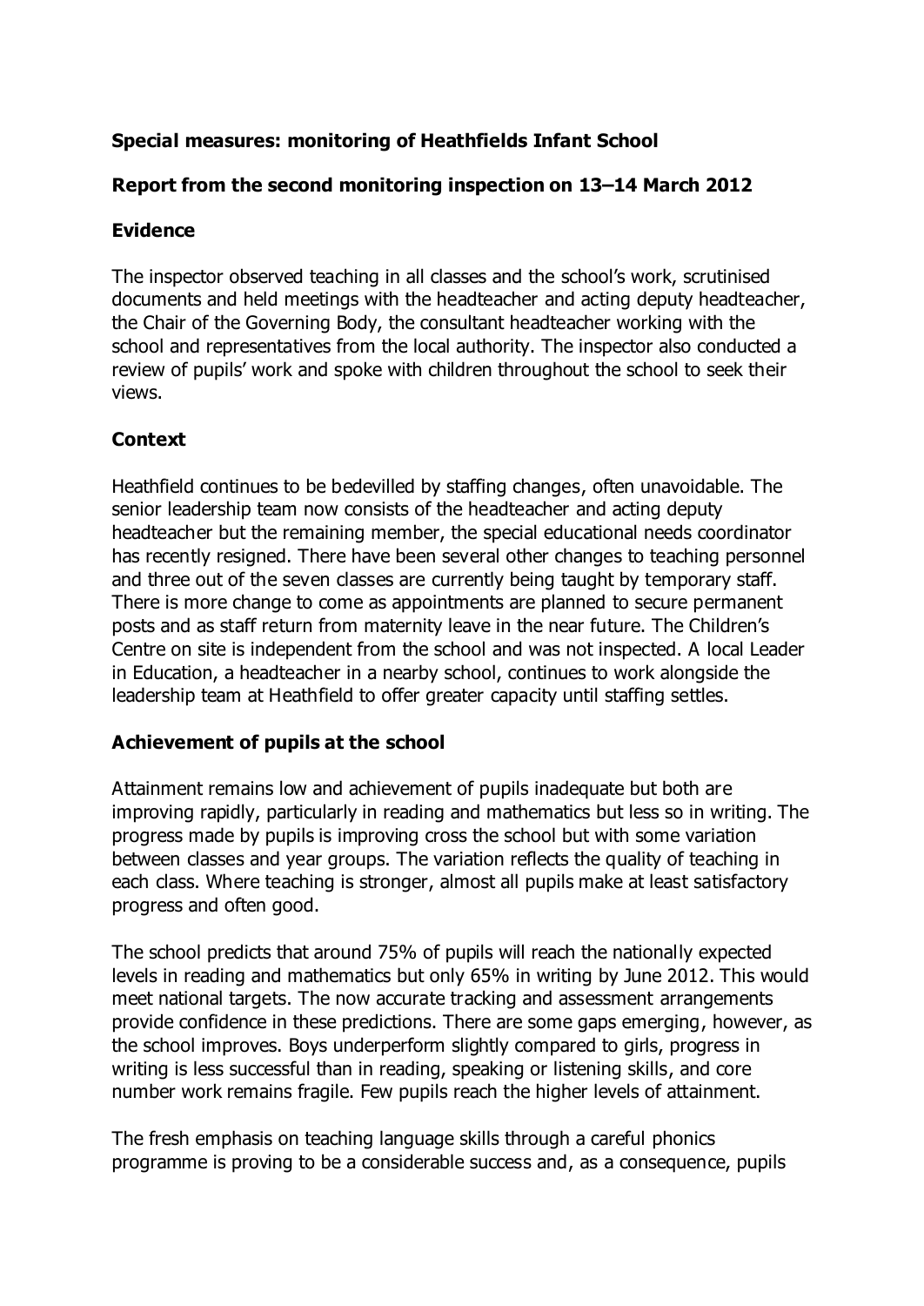**Special measures: monitoring of Heathfields Infant School**

**Report from the second monitoring inspection on 13–14 March 2012**

**Evidence**

The inspector observed teaching in all classes and the school's work, scrutinised documents and held meetings with the headteacher and acting deputy headteacher, the Chair of the Governing Body, the consultant headteacher working with the school and representatives from the local authority. The inspector also conducted a review of pupils' work and spoke with children throughout the school to seek their views.

**Context**

Heathfield continues to be bedevilled by staffing changes, often unavoidable. The senior leadership team now consists of the headteacher and acting deputy headteacher but the remaining member, the special educational needs coordinator has recently resigned. There have been several other changes to teaching personnel and three out of the seven classes are currently being taught by temporary staff. There is more change to come as appointments are planned to secure permanent posts and as staff return from maternity leave in the near future. The Children's Centre on site is independent from the school and was not inspected. A local Leader in Education, a headteacher in a nearby school, continues to work alongside the leadership team at Heathfield to offer greater capacity until staffing settles.

**Achievement of pupils at the school**

Attainment remains low and achievement of pupils inadequate but both are improving rapidly, particularly in reading and mathematics but less so in writing. The progress made by pupils is improving cross the school but with some variation between classes and year groups. The variation reflects the quality of teaching in each class. Where teaching is stronger, almost all pupils make at least satisfactory progress and often good.

The school predicts that around 75% of pupils will reach the nationally expected levels in reading and mathematics but only 65% in writing by June 2012. This would meet national targets. The now accurate tracking and assessment arrangements provide confidence in these predictions. There are some gaps emerging, however, as the school improves. Boys underperform slightly compared to girls, progress in writing is less successful than in reading, speaking or listening skills, and core number work remains fragile. Few pupils reach the higher levels of attainment.

The fresh emphasis on teaching language skills through a careful phonics programme is proving to be a considerable success and, as a consequence, pupils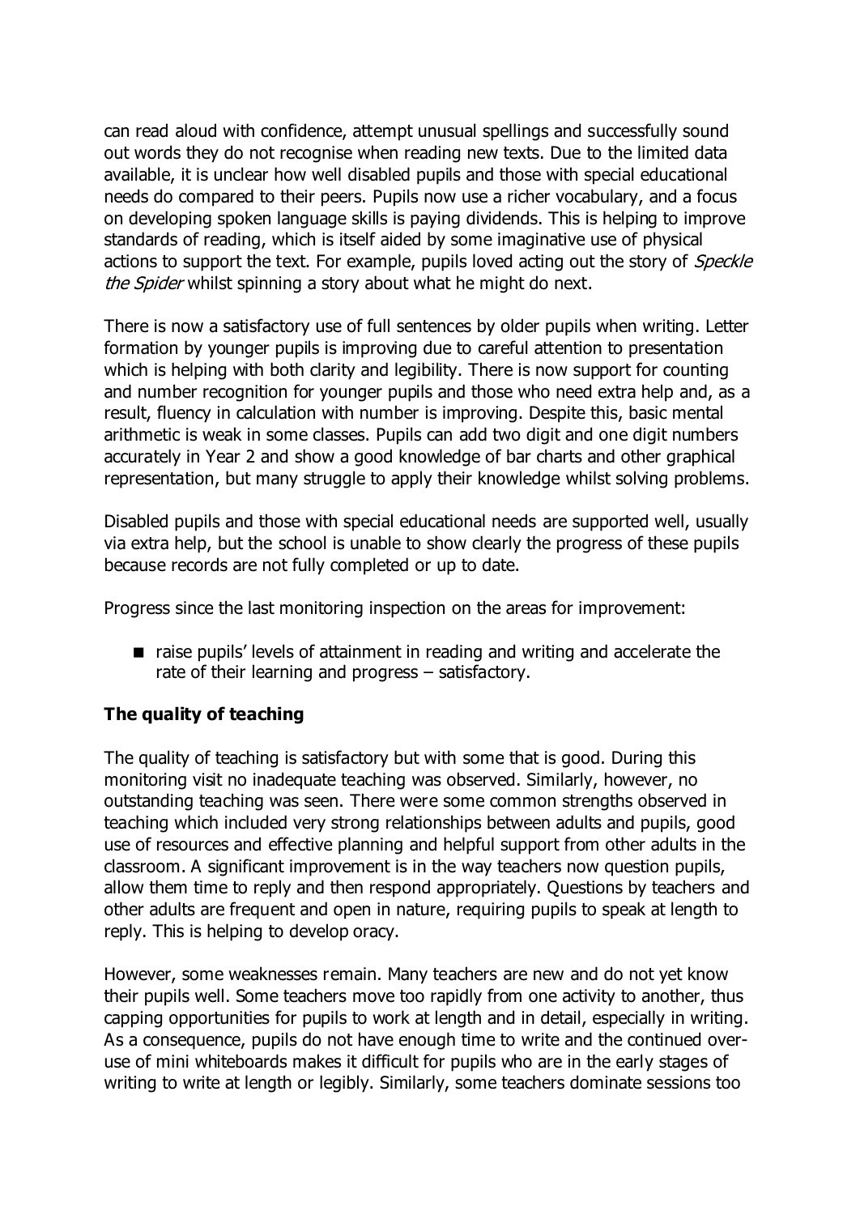can read aloud with confidence, attempt unusual spellings and successfully sound out words they do not recognise when reading new texts. Due to the limited data available, it is unclear how well disabled pupils and those with special educational needs do compared to their peers. Pupils now use a richer vocabulary, and a focus on developing spoken language skills is paying dividends. This is helping to improve standards of reading, which is itself aided by some imaginative use of physical actions to support the text. For example, pupils loved acting out the story of *Speckle the Spider* whilst spinning a story about what he might do next.

There is now a satisfactory use of full sentences by older pupils when writing. Letter formation by younger pupils is improving due to careful attention to presentation which is helping with both clarity and legibility. There is now support for counting and number recognition for younger pupils and those who need extra help and, as a result, fluency in calculation with number is improving. Despite this, basic mental arithmetic is weak in some classes. Pupils can add two digit and one digit numbers accurately in Year 2 and show a good knowledge of bar charts and other graphical representation, but many struggle to apply their knowledge whilst solving problems.

Disabled pupils and those with special educational needs are supported well, usually via extra help, but the school is unable to show clearly the progress of these pupils because records are not fully completed or up to date.

Progress since the last monitoring inspection on the areas for improvement:

- raise pupils' levels of attainment in reading and writing and accelerate the rate of their learning and progress – satisfactory.

**The quality of teaching**

The quality of teaching is satisfactory but with some that is good. During this monitoring visit no inadequate teaching was observed. Similarly, however, no outstanding teaching was seen. There were some common strengths observed in teaching which included very strong relationships between adults and pupils, good use of resources and effective planning and helpful support from other adults in the classroom. A significant improvement is in the way teachers now question pupils, allow them time to reply and then respond appropriately. Questions by teachers and other adults are frequent and open in nature, requiring pupils to speak at length to reply. This is helping to develop oracy.

However, some weaknesses remain. Many teachers are new and do not yet know their pupils well. Some teachers move too rapidly from one activity to another, thus capping opportunities for pupils to work at length and in detail, especially in writing. As a consequence, pupils do not have enough time to write and the continued over-use of mini whiteboards makes it difficult for pupils who are in the early stages of writing to write at length or legibly. Similarly, some teachers dominate sessions too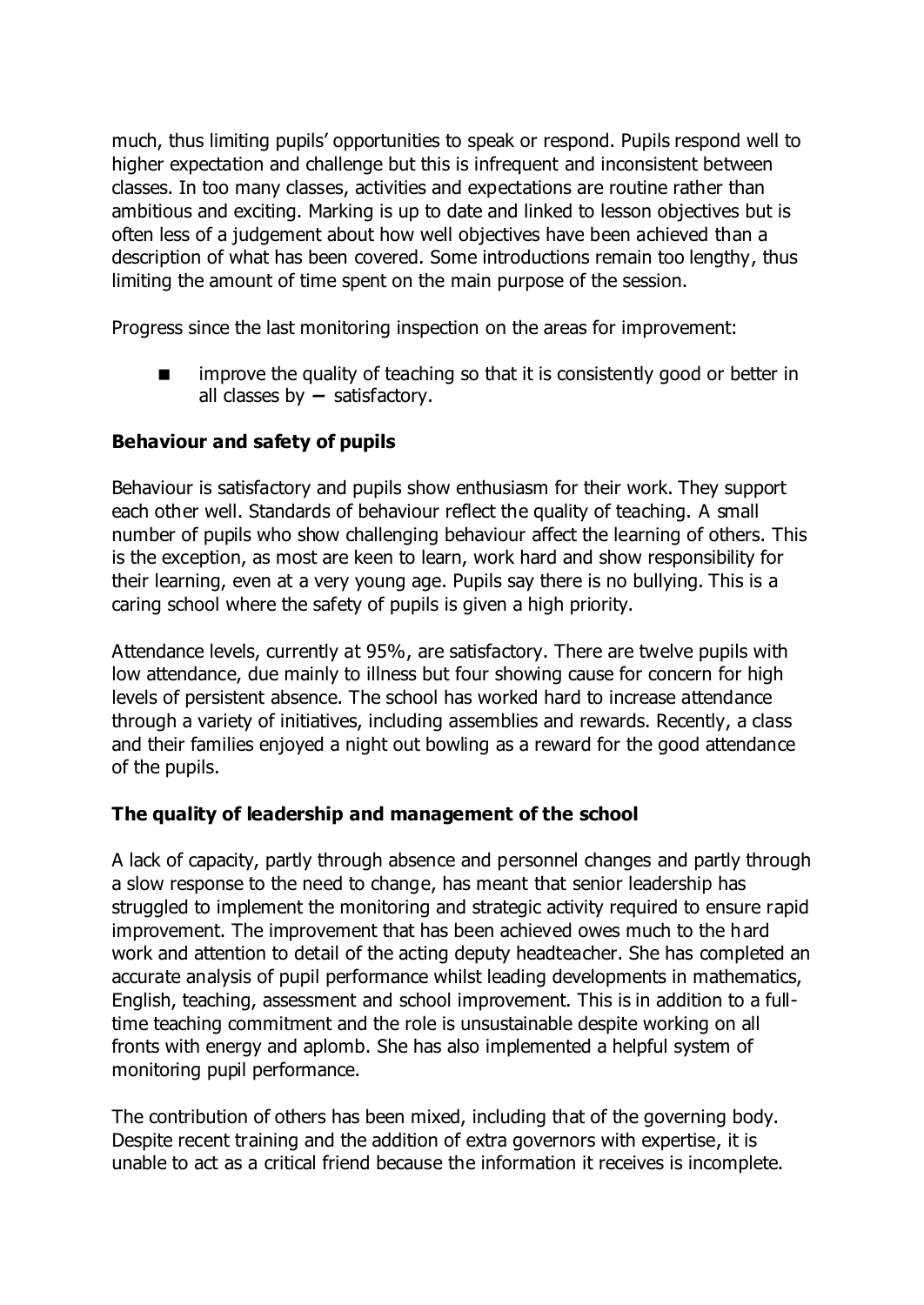much, thus limiting pupils' opportunities to speak or respond. Pupils respond well to higher expectation and challenge but this is infrequent and inconsistent between classes. In too many classes, activities and expectations are routine rather than ambitious and exciting. Marking is up to date and linked to lesson objectives but is often less of a judgement about how well objectives have been achieved than a description of what has been covered. Some introductions remain too lengthy, thus limiting the amount of time spent on the main purpose of the session.

Progress since the last monitoring inspection on the areas for improvement:

- improve the quality of teaching so that it is consistently good or better in all classes by – satisfactory.

**Behaviour and safety of pupils**

Behaviour is satisfactory and pupils show enthusiasm for their work. They support each other well. Standards of behaviour reflect the quality of teaching. A small number of pupils who show challenging behaviour affect the learning of others. This is the exception, as most are keen to learn, work hard and show responsibility for their learning, even at a very young age. Pupils say there is no bullying. This is a caring school where the safety of pupils is given a high priority.

Attendance levels, currently at 95%, are satisfactory. There are twelve pupils with low attendance, due mainly to illness but four showing cause for concern for high levels of persistent absence. The school has worked hard to increase attendance through a variety of initiatives, including assemblies and rewards. Recently, a class and their families enjoyed a night out bowling as a reward for the good attendance of the pupils.

**The quality of leadership and management of the school**

A lack of capacity, partly through absence and personnel changes and partly through a slow response to the need to change, has meant that senior leadership has struggled to implement the monitoring and strategic activity required to ensure rapid improvement. The improvement that has been achieved owes much to the hard work and attention to detail of the acting deputy headteacher. She has completed an accurate analysis of pupil performance whilst leading developments in mathematics, English, teaching, assessment and school improvement. This is in addition to a full-time teaching commitment and the role is unsustainable despite working on all fronts with energy and aplomb. She has also implemented a helpful system of monitoring pupil performance.

The contribution of others has been mixed, including that of the governing body. Despite recent training and the addition of extra governors with expertise, it is unable to act as a critical friend because the information it receives is incomplete.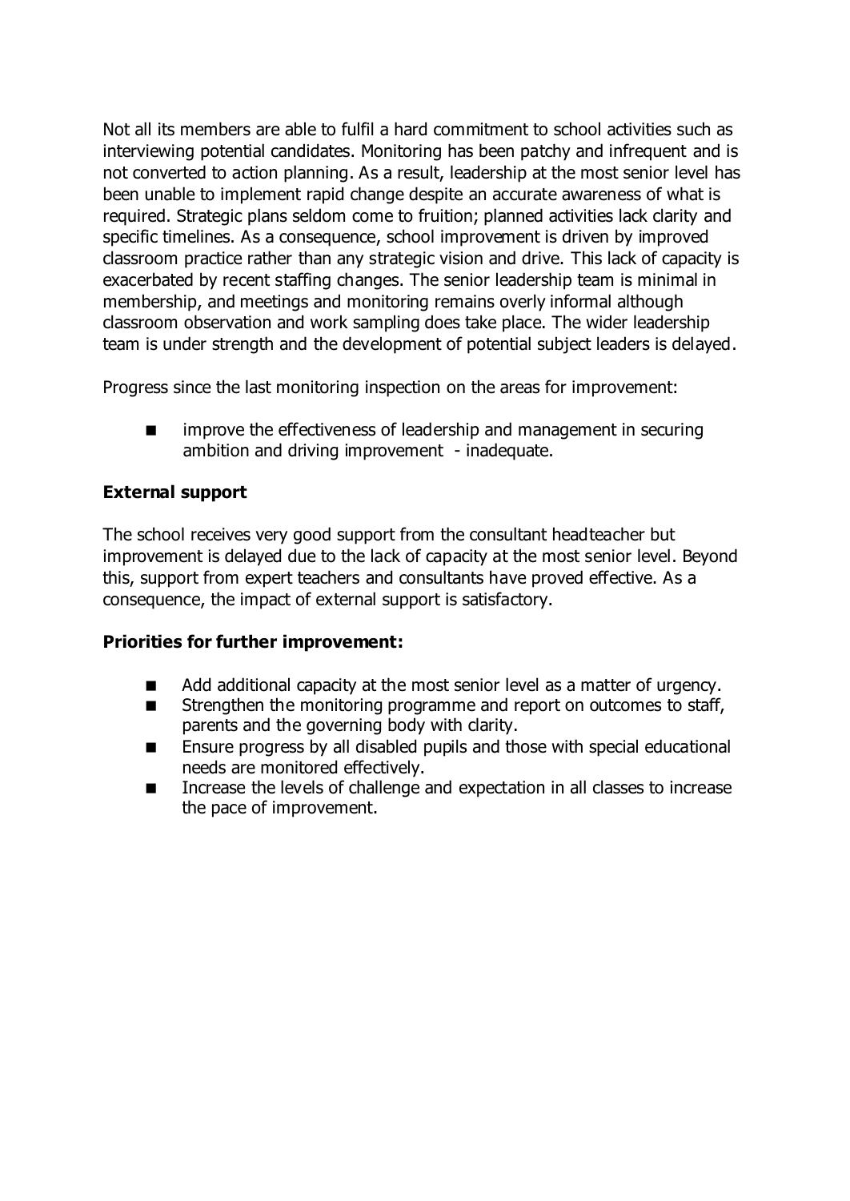Not all its members are able to fulfil a hard commitment to school activities such as interviewing potential candidates. Monitoring has been patchy and infrequent and is not converted to action planning. As a result, leadership at the most senior level has been unable to implement rapid change despite an accurate awareness of what is required. Strategic plans seldom come to fruition; planned activities lack clarity and specific timelines. As a consequence, school improvement is driven by improved classroom practice rather than any strategic vision and drive. This lack of capacity is exacerbated by recent staffing changes. The senior leadership team is minimal in membership, and meetings and monitoring remains overly informal although classroom observation and work sampling does take place. The wider leadership team is under strength and the development of potential subject leaders is delayed.

Progress since the last monitoring inspection on the areas for improvement:

- improve the effectiveness of leadership and management in securing ambition and driving improvement - inadequate.

**External support**

The school receives very good support from the consultant headteacher but improvement is delayed due to the lack of capacity at the most senior level. Beyond this, support from expert teachers and consultants have proved effective. As a consequence, the impact of external support is satisfactory.

**Priorities for further improvement:**

- Add additional capacity at the most senior level as a matter of urgency.
- Strengthen the monitoring programme and report on outcomes to staff, parents and the governing body with clarity.
- Ensure progress by all disabled pupils and those with special educational needs are monitored effectively.
- Increase the levels of challenge and expectation in all classes to increase the pace of improvement.